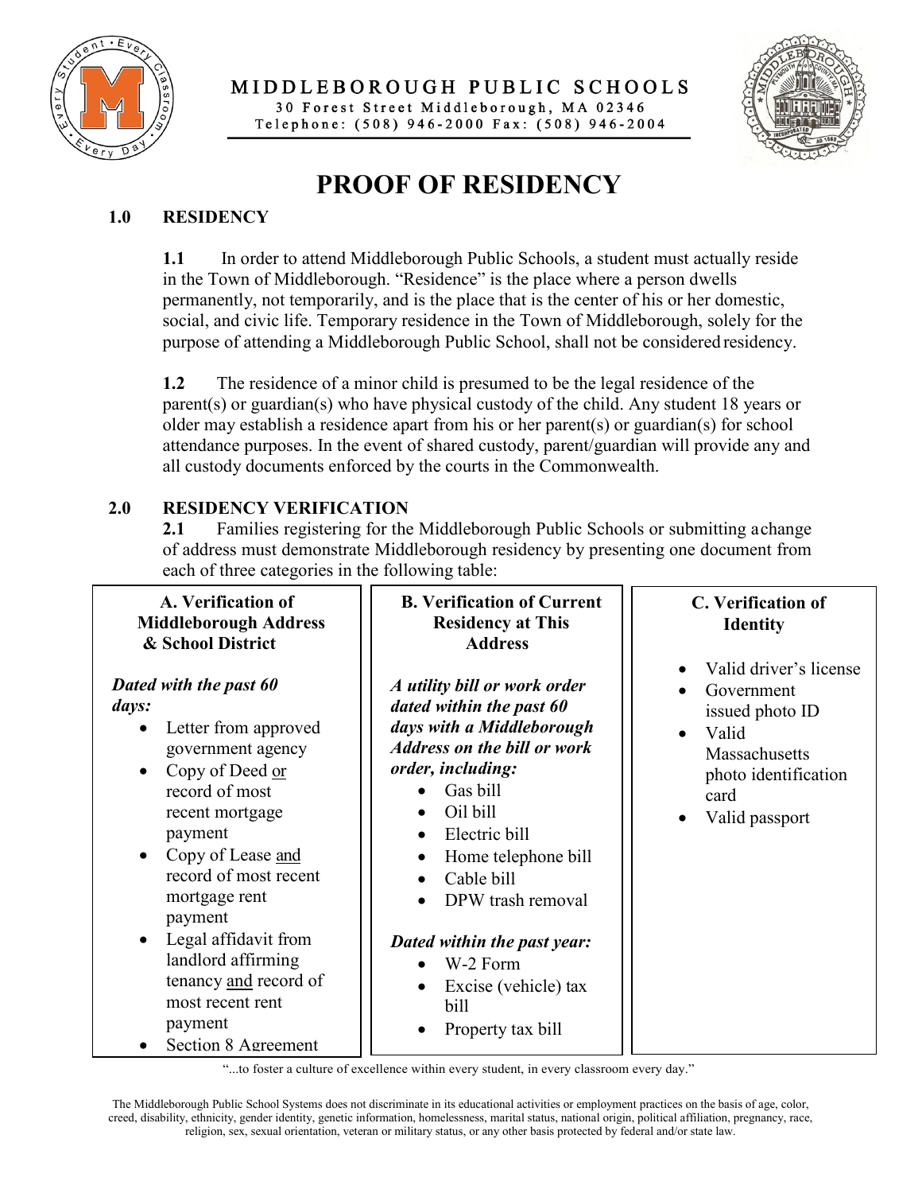MIDDLEBOROUGH PUBLIC SCHOOLS
30 Forest Street Middleborough, MA 02346
Telephone: (508) 946-2000 Fax: (508) 946-2004

# PROOF OF RESIDENCY

## 1.0 RESIDENCY

**1.1** In order to attend Middleborough Public Schools, a student must actually reside in the Town of Middleborough. “Residence” is the place where a person dwells permanently, not temporarily, and is the place that is the center of his or her domestic, social, and civic life. Temporary residence in the Town of Middleborough, solely for the purpose of attending a Middleborough Public School, shall not be considered residency.

**1.2** The residence of a minor child is presumed to be the legal residence of the parent(s) or guardian(s) who have physical custody of the child. Any student 18 years or older may establish a residence apart from his or her parent(s) or guardian(s) for school attendance purposes. In the event of shared custody, parent/guardian will provide any and all custody documents enforced by the courts in the Commonwealth.

## 2.0 RESIDENCY VERIFICATION

**2.1** Families registering for the Middleborough Public Schools or submitting a change of address must demonstrate Middleborough residency by presenting one document from each of three categories in the following table:

| A. Verification of Middleborough Address & School District | B. Verification of Current Residency at This Address | C. Verification of Identity |
|---|---|---|
| ***Dated with the past 60 days:***<br>• Letter from approved government agency<br>• Copy of Deed <u>or</u> record of most recent mortgage payment<br>• Copy of Lease <u>and</u> record of most recent mortgage rent payment<br>• Legal affidavit from landlord affirming tenancy <u>and</u> record of most recent rent payment<br>• Section 8 Agreement | ***A utility bill or work order dated within the past 60 days with a Middleborough Address on the bill or work order, including:***<br>• Gas bill<br>• Oil bill<br>• Electric bill<br>• Home telephone bill<br>• Cable bill<br>• DPW trash removal<br><br>***Dated within the past year:***<br>• W-2 Form<br>• Excise (vehicle) tax bill<br>• Property tax bill | • Valid driver’s license<br>• Government issued photo ID<br>• Valid Massachusetts photo identification card<br>• Valid passport |

“...to foster a culture of excellence within every student, in every classroom every day.”

The Middleborough Public School Systems does not discriminate in its educational activities or employment practices on the basis of age, color, creed, disability, ethnicity, gender identity, genetic information, homelessness, marital status, national origin, political affiliation, pregnancy, race, religion, sex, sexual orientation, veteran or military status, or any other basis protected by federal and/or state law.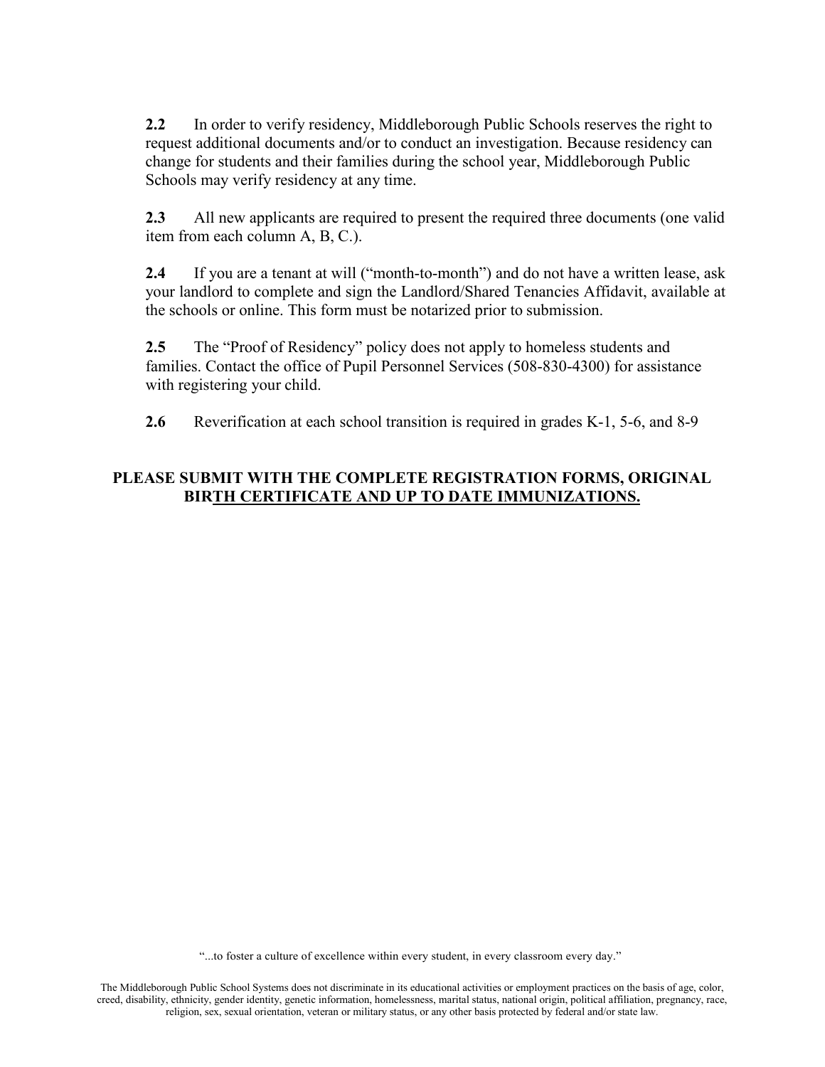**2.2** In order to verify residency, Middleborough Public Schools reserves the right to request additional documents and/or to conduct an investigation. Because residency can change for students and their families during the school year, Middleborough Public Schools may verify residency at any time.

**2.3** All new applicants are required to present the required three documents (one valid item from each column A, B, C.).

**2.4** If you are a tenant at will ("month-to-month") and do not have a written lease, ask your landlord to complete and sign the Landlord/Shared Tenancies Affidavit, available at the schools or online. This form must be notarized prior to submission.

**2.5** The "Proof of Residency" policy does not apply to homeless students and families. Contact the office of Pupil Personnel Services (508-830-4300) for assistance with registering your child.

**2.6** Reverification at each school transition is required in grades K-1, 5-6, and 8-9

**PLEASE SUBMIT WITH THE COMPLETE REGISTRATION FORMS, ORIGINAL BIRTH CERTIFICATE AND UP TO DATE IMMUNIZATIONS.**

"...to foster a culture of excellence within every student, in every classroom every day."

The Middleborough Public School Systems does not discriminate in its educational activities or employment practices on the basis of age, color, creed, disability, ethnicity, gender identity, genetic information, homelessness, marital status, national origin, political affiliation, pregnancy, race, religion, sex, sexual orientation, veteran or military status, or any other basis protected by federal and/or state law.